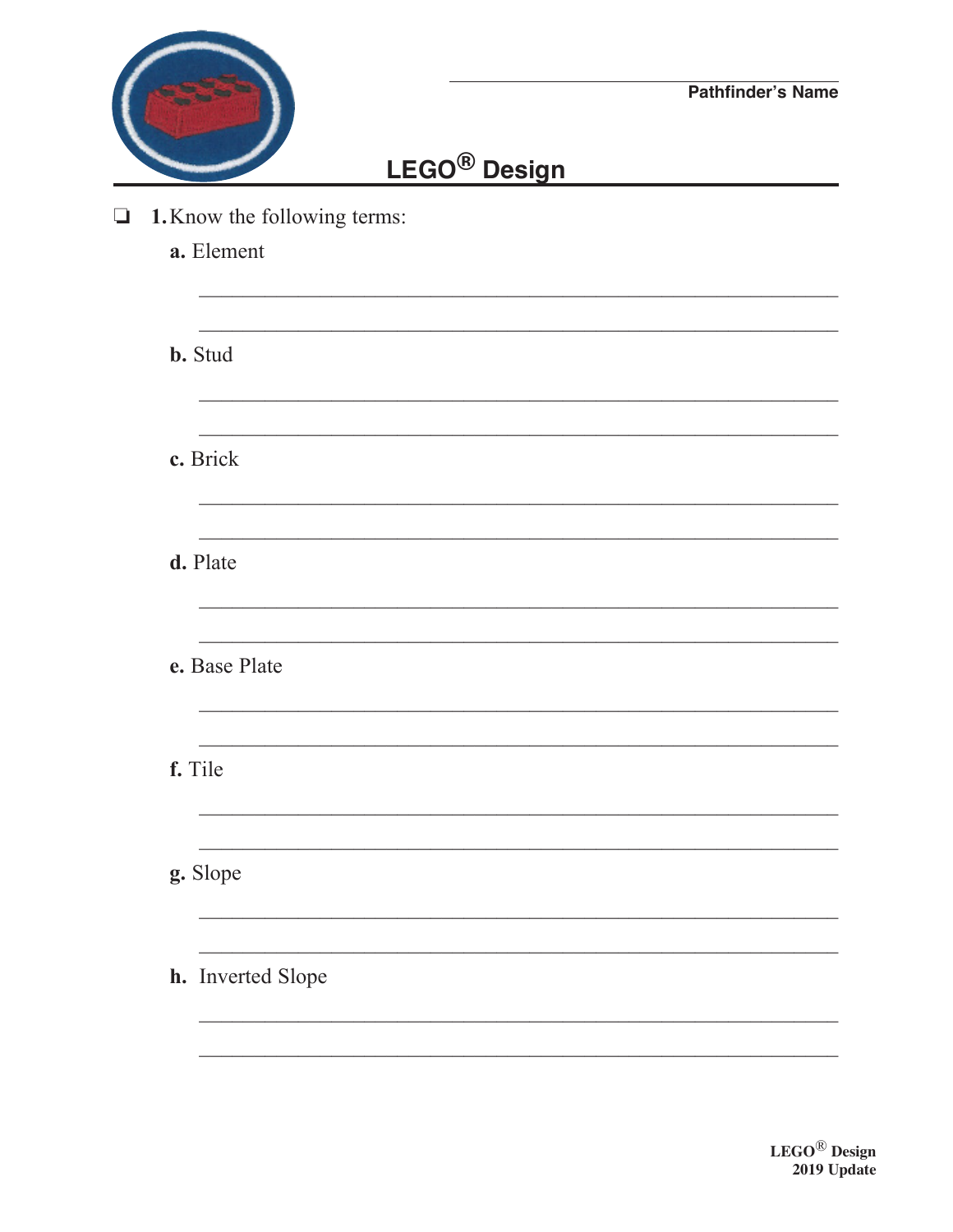Pathfinder's Name

# LEGO® Design

❏ **1.** Know the following terms:

**a.** Element

**b.** Stud

**c.** Brick

**d.** Plate

**e.** Base Plate

**f.** Tile

**g.** Slope

**h.** Inverted Slope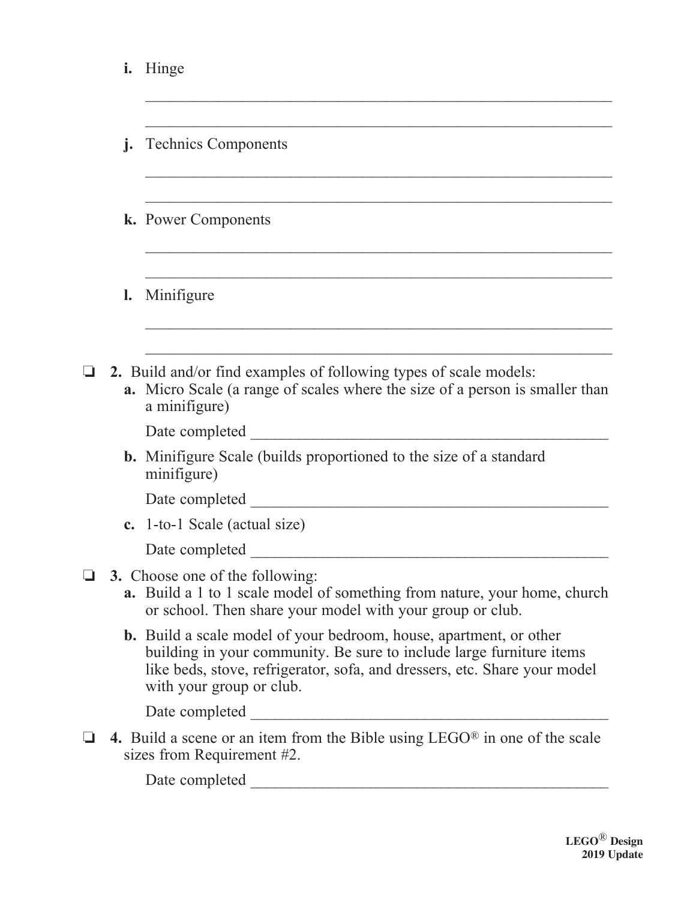i. Hinge

_______________________________________________________

_______________________________________________________

j. Technics Components

_______________________________________________________

_______________________________________________________

k. Power Components

_______________________________________________________

_______________________________________________________

l. Minifigure

_______________________________________________________

_______________________________________________________

❏ **2.** Build and/or find examples of following types of scale models:

**a.** Micro Scale (a range of scales where the size of a person is smaller than a minifigure)

Date completed ___________________________________________

**b.** Minifigure Scale (builds proportioned to the size of a standard minifigure)

Date completed ___________________________________________

**c.** 1-to-1 Scale (actual size)

Date completed ___________________________________________

❏ **3.** Choose one of the following:

**a.** Build a 1 to 1 scale model of something from nature, your home, church or school. Then share your model with your group or club.

**b.** Build a scale model of your bedroom, house, apartment, or other building in your community. Be sure to include large furniture items like beds, stove, refrigerator, sofa, and dressers, etc. Share your model with your group or club.

Date completed ___________________________________________

❏ **4.** Build a scene or an item from the Bible using LEGO® in one of the scale sizes from Requirement #2.

Date completed ___________________________________________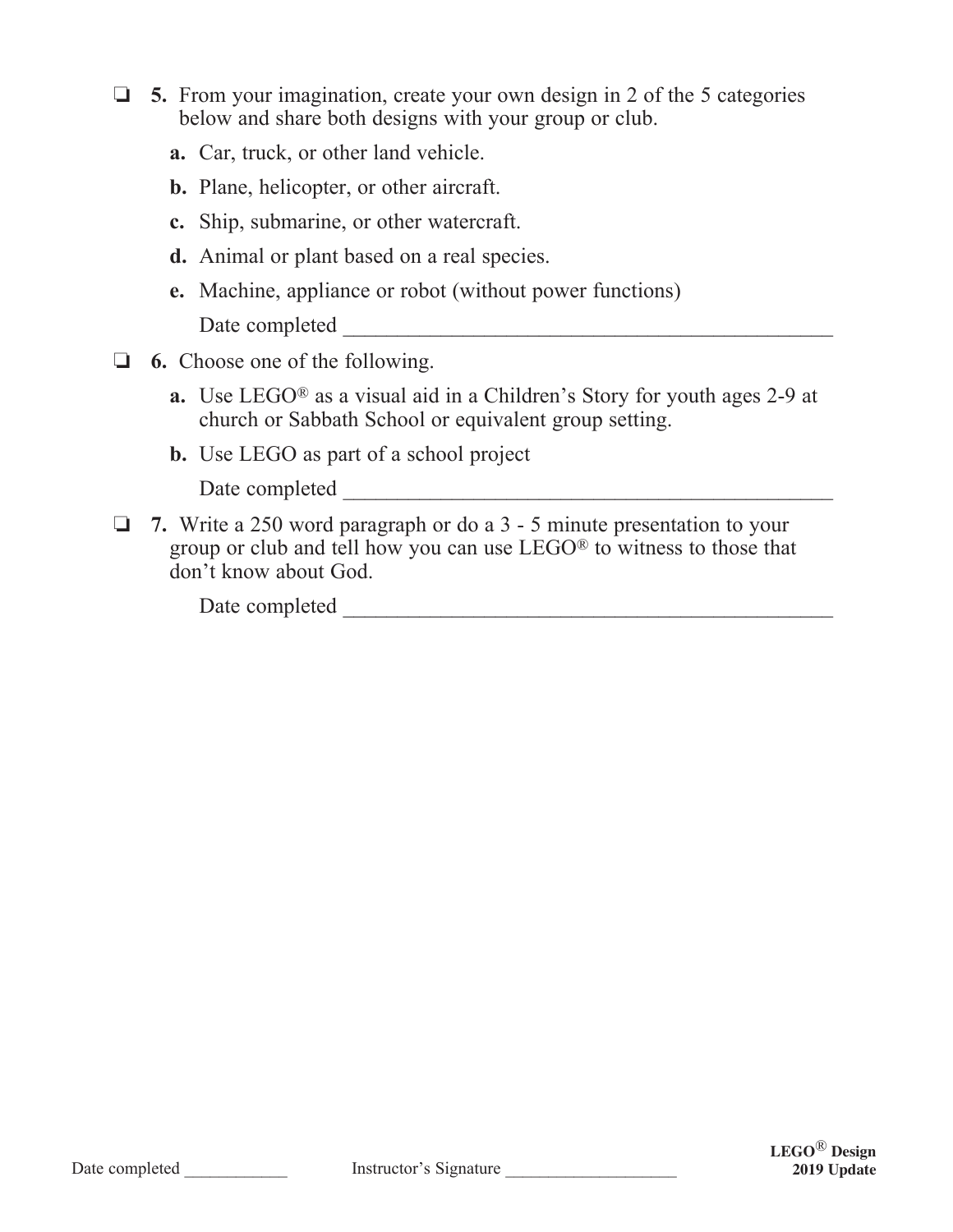- ❏ **5.** From your imagination, create your own design in 2 of the 5 categories below and share both designs with your group or club.

  **a.** Car, truck, or other land vehicle.

  **b.** Plane, helicopter, or other aircraft.

  **c.** Ship, submarine, or other watercraft.

  **d.** Animal or plant based on a real species.

  **e.** Machine, appliance or robot (without power functions)

  Date completed _______________________________________________

- ❏ **6.** Choose one of the following.

  **a.** Use LEGO® as a visual aid in a Children's Story for youth ages 2-9 at church or Sabbath School or equivalent group setting.

  **b.** Use LEGO as part of a school project

  Date completed _______________________________________________

- ❏ **7.** Write a 250 word paragraph or do a 3 - 5 minute presentation to your group or club and tell how you can use LEGO® to witness to those that don't know about God.

  Date completed _______________________________________________

Date completed ____________ Instructor's Signature ____________________